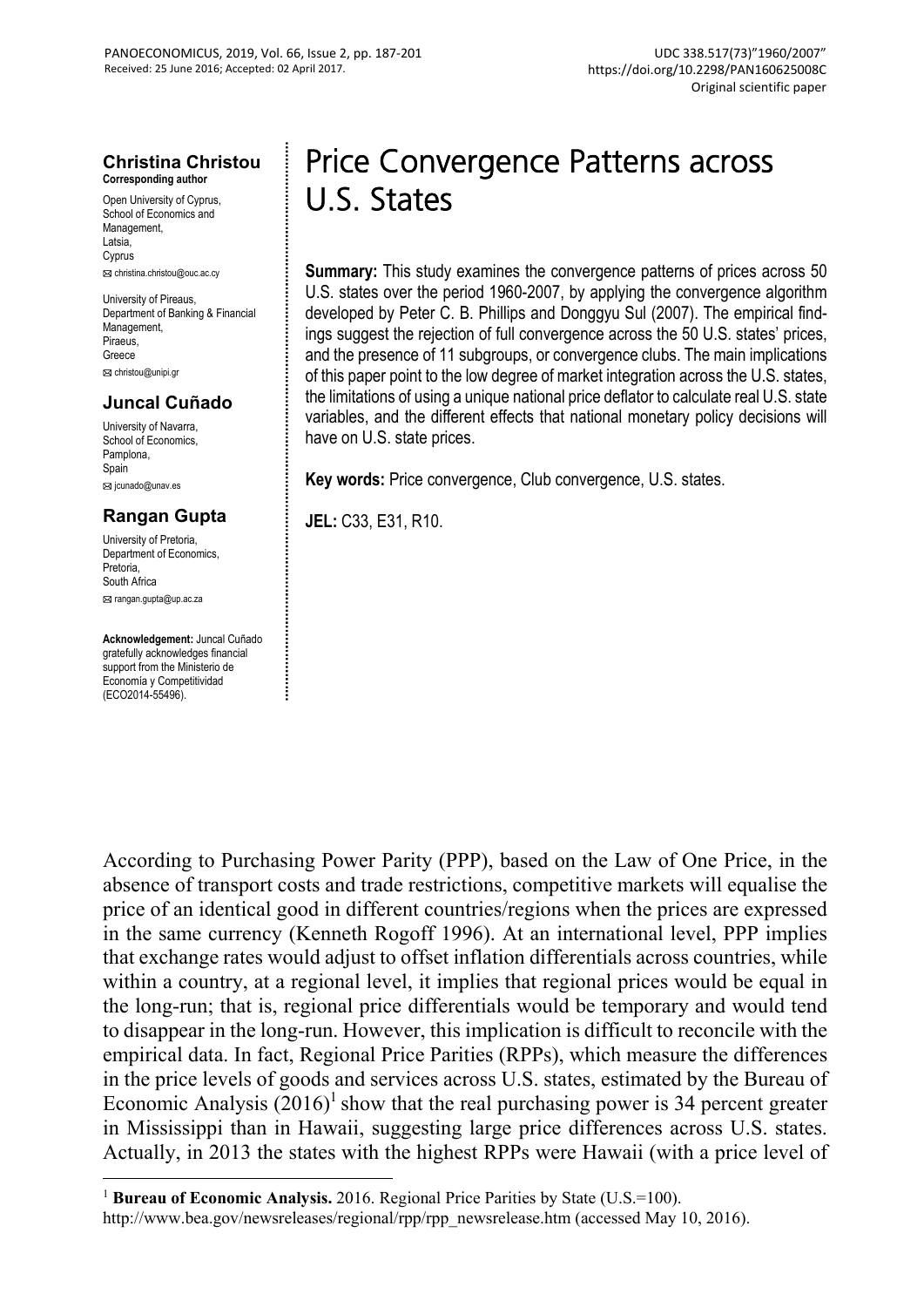# Price Convergence Patterns across U.S. States

**Christina Christou**
**Corresponding author**

Open University of Cyprus,
School of Economics and Management,
Latsia,
Cyprus
✉ christina.christou@ouc.ac.cy

University of Pireaus,
Department of Banking & Financial Management,
Piraeus,
Greece
✉ christou@unipi.gr

**Juncal Cuñado**

University of Navarra,
School of Economics,
Pamplona,
Spain
✉ jcunado@unav.es

**Rangan Gupta**

University of Pretoria,
Department of Economics,
Pretoria,
South Africa
✉ rangan.gupta@up.ac.za

**Acknowledgement:** Juncal Cuñado gratefully acknowledges financial support from the Ministerio de Economía y Competitividad (ECO2014-55496).

**Summary:** This study examines the convergence patterns of prices across 50 U.S. states over the period 1960-2007, by applying the convergence algorithm developed by Peter C. B. Phillips and Donggyu Sul (2007). The empirical findings suggest the rejection of full convergence across the 50 U.S. states' prices, and the presence of 11 subgroups, or convergence clubs. The main implications of this paper point to the low degree of market integration across the U.S. states, the limitations of using a unique national price deflator to calculate real U.S. state variables, and the different effects that national monetary policy decisions will have on U.S. state prices.

**Key words:** Price convergence, Club convergence, U.S. states.

**JEL:** C33, E31, R10.

According to Purchasing Power Parity (PPP), based on the Law of One Price, in the absence of transport costs and trade restrictions, competitive markets will equalise the price of an identical good in different countries/regions when the prices are expressed in the same currency (Kenneth Rogoff 1996). At an international level, PPP implies that exchange rates would adjust to offset inflation differentials across countries, while within a country, at a regional level, it implies that regional prices would be equal in the long-run; that is, regional price differentials would be temporary and would tend to disappear in the long-run. However, this implication is difficult to reconcile with the empirical data. In fact, Regional Price Parities (RPPs), which measure the differences in the price levels of goods and services across U.S. states, estimated by the Bureau of Economic Analysis (2016)[1] show that the real purchasing power is 34 percent greater in Mississippi than in Hawaii, suggesting large price differences across U.S. states. Actually, in 2013 the states with the highest RPPs were Hawaii (with a price level of

[1] **Bureau of Economic Analysis.** 2016. Regional Price Parities by State (U.S.=100). http://www.bea.gov/newsreleases/regional/rpp/rpp_newsrelease.htm (accessed May 10, 2016).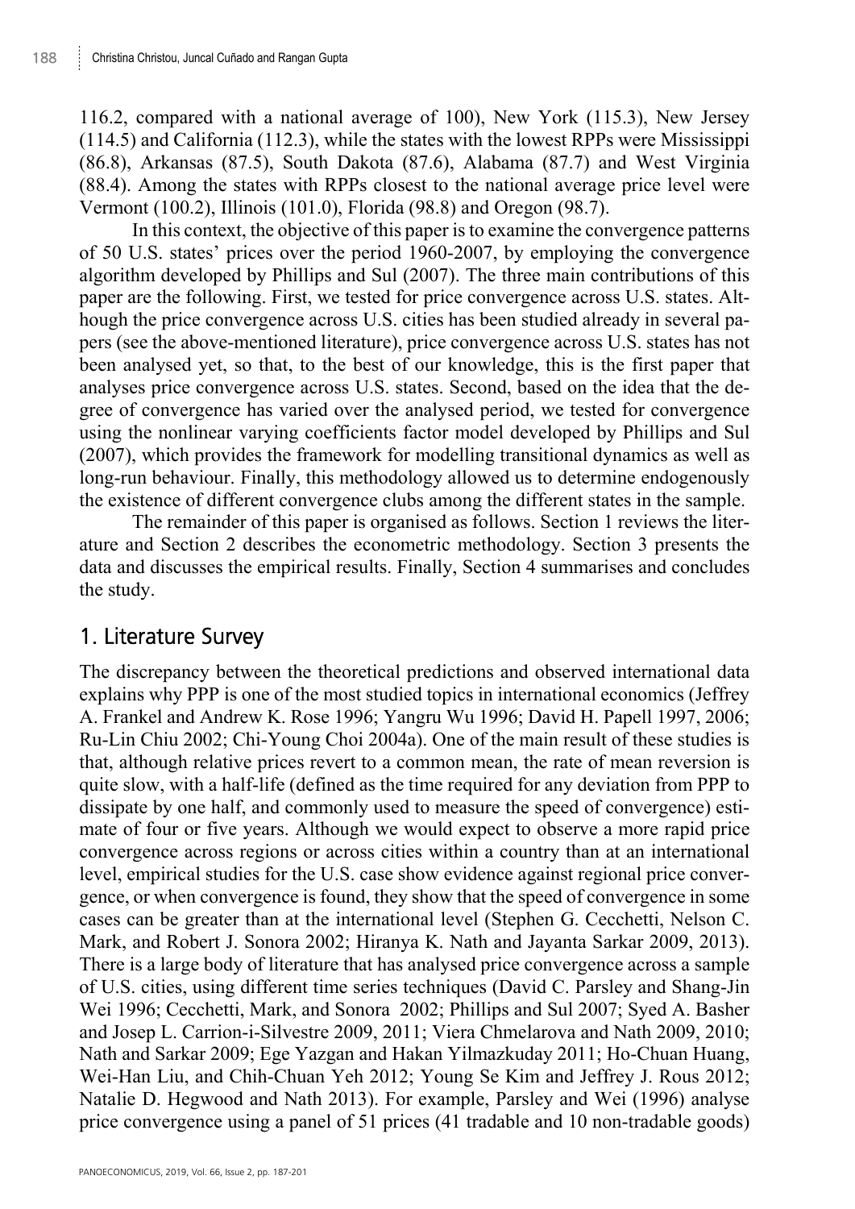116.2, compared with a national average of 100), New York (115.3), New Jersey (114.5) and California (112.3), while the states with the lowest RPPs were Mississippi (86.8), Arkansas (87.5), South Dakota (87.6), Alabama (87.7) and West Virginia (88.4). Among the states with RPPs closest to the national average price level were Vermont (100.2), Illinois (101.0), Florida (98.8) and Oregon (98.7).

In this context, the objective of this paper is to examine the convergence patterns of 50 U.S. states' prices over the period 1960-2007, by employing the convergence algorithm developed by Phillips and Sul (2007). The three main contributions of this paper are the following. First, we tested for price convergence across U.S. states. Although the price convergence across U.S. cities has been studied already in several papers (see the above-mentioned literature), price convergence across U.S. states has not been analysed yet, so that, to the best of our knowledge, this is the first paper that analyses price convergence across U.S. states. Second, based on the idea that the degree of convergence has varied over the analysed period, we tested for convergence using the nonlinear varying coefficients factor model developed by Phillips and Sul (2007), which provides the framework for modelling transitional dynamics as well as long-run behaviour. Finally, this methodology allowed us to determine endogenously the existence of different convergence clubs among the different states in the sample.

The remainder of this paper is organised as follows. Section 1 reviews the literature and Section 2 describes the econometric methodology. Section 3 presents the data and discusses the empirical results. Finally, Section 4 summarises and concludes the study.

## 1. Literature Survey

The discrepancy between the theoretical predictions and observed international data explains why PPP is one of the most studied topics in international economics (Jeffrey A. Frankel and Andrew K. Rose 1996; Yangru Wu 1996; David H. Papell 1997, 2006; Ru-Lin Chiu 2002; Chi-Young Choi 2004a). One of the main result of these studies is that, although relative prices revert to a common mean, the rate of mean reversion is quite slow, with a half-life (defined as the time required for any deviation from PPP to dissipate by one half, and commonly used to measure the speed of convergence) estimate of four or five years. Although we would expect to observe a more rapid price convergence across regions or across cities within a country than at an international level, empirical studies for the U.S. case show evidence against regional price convergence, or when convergence is found, they show that the speed of convergence in some cases can be greater than at the international level (Stephen G. Cecchetti, Nelson C. Mark, and Robert J. Sonora 2002; Hiranya K. Nath and Jayanta Sarkar 2009, 2013). There is a large body of literature that has analysed price convergence across a sample of U.S. cities, using different time series techniques (David C. Parsley and Shang-Jin Wei 1996; Cecchetti, Mark, and Sonora 2002; Phillips and Sul 2007; Syed A. Basher and Josep L. Carrion-i-Silvestre 2009, 2011; Viera Chmelarova and Nath 2009, 2010; Nath and Sarkar 2009; Ege Yazgan and Hakan Yilmazkuday 2011; Ho-Chuan Huang, Wei-Han Liu, and Chih-Chuan Yeh 2012; Young Se Kim and Jeffrey J. Rous 2012; Natalie D. Hegwood and Nath 2013). For example, Parsley and Wei (1996) analyse price convergence using a panel of 51 prices (41 tradable and 10 non-tradable goods)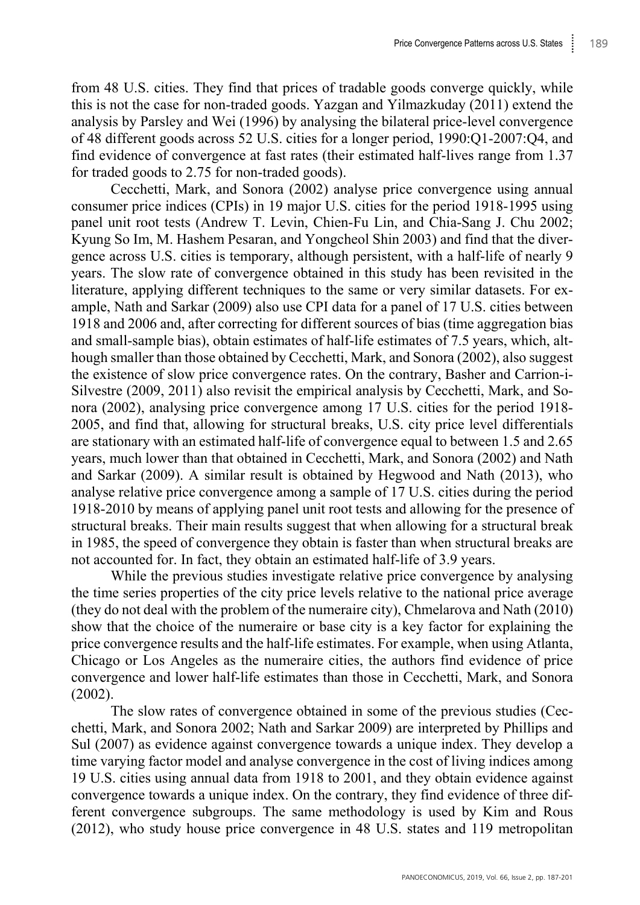from 48 U.S. cities. They find that prices of tradable goods converge quickly, while this is not the case for non-traded goods. Yazgan and Yilmazkuday (2011) extend the analysis by Parsley and Wei (1996) by analysing the bilateral price-level convergence of 48 different goods across 52 U.S. cities for a longer period, 1990:Q1-2007:Q4, and find evidence of convergence at fast rates (their estimated half-lives range from 1.37 for traded goods to 2.75 for non-traded goods).

Cecchetti, Mark, and Sonora (2002) analyse price convergence using annual consumer price indices (CPIs) in 19 major U.S. cities for the period 1918-1995 using panel unit root tests (Andrew T. Levin, Chien-Fu Lin, and Chia-Sang J. Chu 2002; Kyung So Im, M. Hashem Pesaran, and Yongcheol Shin 2003) and find that the divergence across U.S. cities is temporary, although persistent, with a half-life of nearly 9 years. The slow rate of convergence obtained in this study has been revisited in the literature, applying different techniques to the same or very similar datasets. For example, Nath and Sarkar (2009) also use CPI data for a panel of 17 U.S. cities between 1918 and 2006 and, after correcting for different sources of bias (time aggregation bias and small-sample bias), obtain estimates of half-life estimates of 7.5 years, which, although smaller than those obtained by Cecchetti, Mark, and Sonora (2002), also suggest the existence of slow price convergence rates. On the contrary, Basher and Carrion-i-Silvestre (2009, 2011) also revisit the empirical analysis by Cecchetti, Mark, and Sonora (2002), analysing price convergence among 17 U.S. cities for the period 1918-2005, and find that, allowing for structural breaks, U.S. city price level differentials are stationary with an estimated half-life of convergence equal to between 1.5 and 2.65 years, much lower than that obtained in Cecchetti, Mark, and Sonora (2002) and Nath and Sarkar (2009). A similar result is obtained by Hegwood and Nath (2013), who analyse relative price convergence among a sample of 17 U.S. cities during the period 1918-2010 by means of applying panel unit root tests and allowing for the presence of structural breaks. Their main results suggest that when allowing for a structural break in 1985, the speed of convergence they obtain is faster than when structural breaks are not accounted for. In fact, they obtain an estimated half-life of 3.9 years.

While the previous studies investigate relative price convergence by analysing the time series properties of the city price levels relative to the national price average (they do not deal with the problem of the numeraire city), Chmelarova and Nath (2010) show that the choice of the numeraire or base city is a key factor for explaining the price convergence results and the half-life estimates. For example, when using Atlanta, Chicago or Los Angeles as the numeraire cities, the authors find evidence of price convergence and lower half-life estimates than those in Cecchetti, Mark, and Sonora (2002).

The slow rates of convergence obtained in some of the previous studies (Cecchetti, Mark, and Sonora 2002; Nath and Sarkar 2009) are interpreted by Phillips and Sul (2007) as evidence against convergence towards a unique index. They develop a time varying factor model and analyse convergence in the cost of living indices among 19 U.S. cities using annual data from 1918 to 2001, and they obtain evidence against convergence towards a unique index. On the contrary, they find evidence of three different convergence subgroups. The same methodology is used by Kim and Rous (2012), who study house price convergence in 48 U.S. states and 119 metropolitan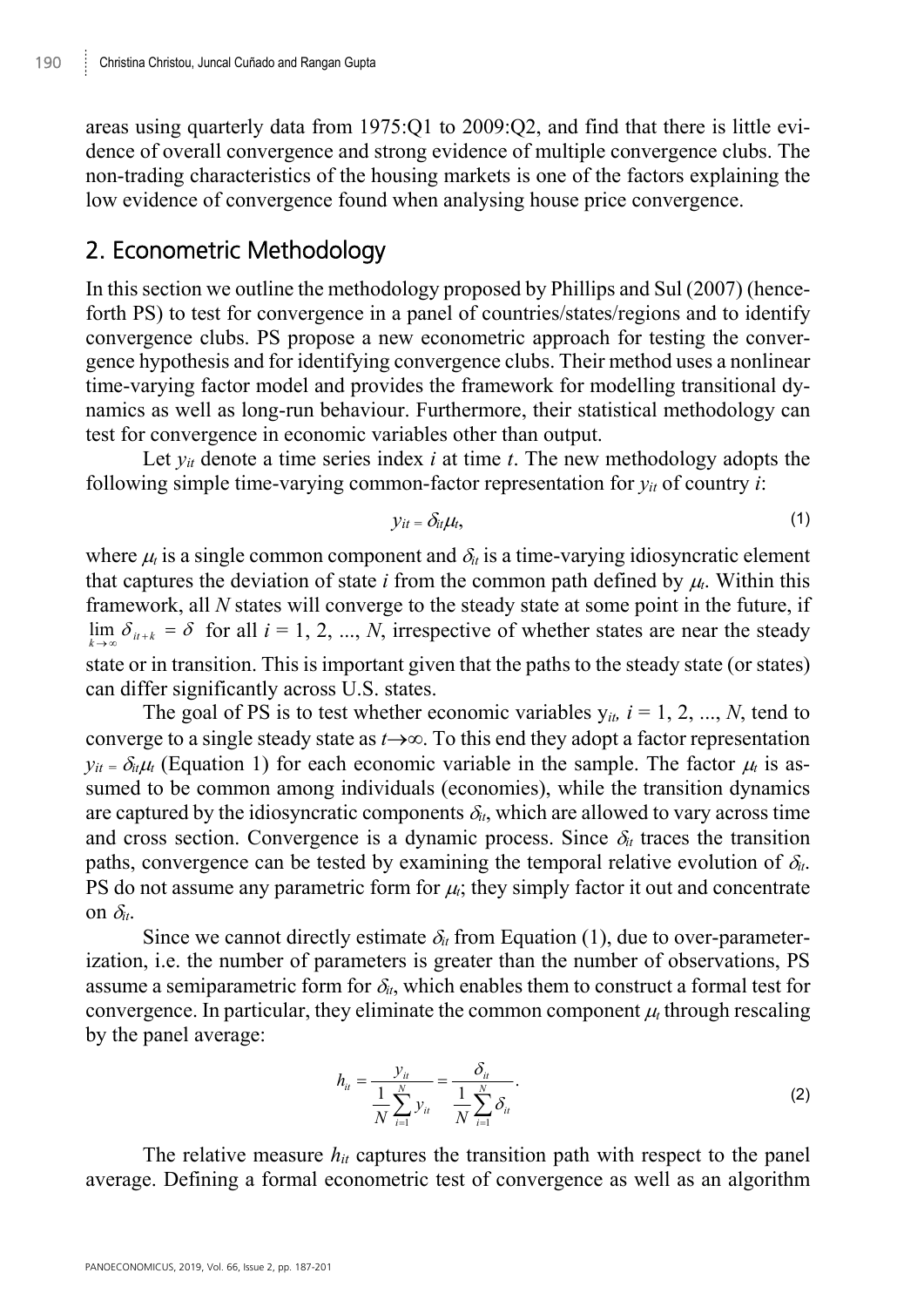areas using quarterly data from 1975:Q1 to 2009:Q2, and find that there is little evidence of overall convergence and strong evidence of multiple convergence clubs. The non-trading characteristics of the housing markets is one of the factors explaining the low evidence of convergence found when analysing house price convergence.

## 2. Econometric Methodology

In this section we outline the methodology proposed by Phillips and Sul (2007) (henceforth PS) to test for convergence in a panel of countries/states/regions and to identify convergence clubs. PS propose a new econometric approach for testing the convergence hypothesis and for identifying convergence clubs. Their method uses a nonlinear time-varying factor model and provides the framework for modelling transitional dynamics as well as long-run behaviour. Furthermore, their statistical methodology can test for convergence in economic variables other than output.

Let $y_{it}$ denote a time series index $i$ at time $t$. The new methodology adopts the following simple time-varying common-factor representation for $y_{it}$ of country $i$:

$$y_{it} = \delta_{it}\mu_t, \tag{1}$$

where $\mu_t$ is a single common component and $\delta_{it}$ is a time-varying idiosyncratic element that captures the deviation of state $i$ from the common path defined by $\mu_t$. Within this framework, all $N$ states will converge to the steady state at some point in the future, if $\lim_{k \to \infty} \delta_{it+k} = \delta$ for all $i = 1, 2, ..., N$, irrespective of whether states are near the steady state or in transition. This is important given that the paths to the steady state (or states) can differ significantly across U.S. states.

The goal of PS is to test whether economic variables $y_{it}$, $i = 1, 2, ..., N$, tend to converge to a single steady state as $t \to \infty$. To this end they adopt a factor representation $y_{it} = \delta_{it}\mu_t$ (Equation 1) for each economic variable in the sample. The factor $\mu_t$ is assumed to be common among individuals (economies), while the transition dynamics are captured by the idiosyncratic components $\delta_{it}$, which are allowed to vary across time and cross section. Convergence is a dynamic process. Since $\delta_{it}$ traces the transition paths, convergence can be tested by examining the temporal relative evolution of $\delta_{it}$. PS do not assume any parametric form for $\mu_t$; they simply factor it out and concentrate on $\delta_{it}$.

Since we cannot directly estimate $\delta_{it}$ from Equation (1), due to over-parameterization, i.e. the number of parameters is greater than the number of observations, PS assume a semiparametric form for $\delta_{it}$, which enables them to construct a formal test for convergence. In particular, they eliminate the common component $\mu_t$ through rescaling by the panel average:

$$h_{it} = \frac{y_{it}}{\frac{1}{N}\sum_{i=1}^{N} y_{it}} = \frac{\delta_{it}}{\frac{1}{N}\sum_{i=1}^{N} \delta_{it}}. \tag{2}$$

The relative measure $h_{it}$ captures the transition path with respect to the panel average. Defining a formal econometric test of convergence as well as an algorithm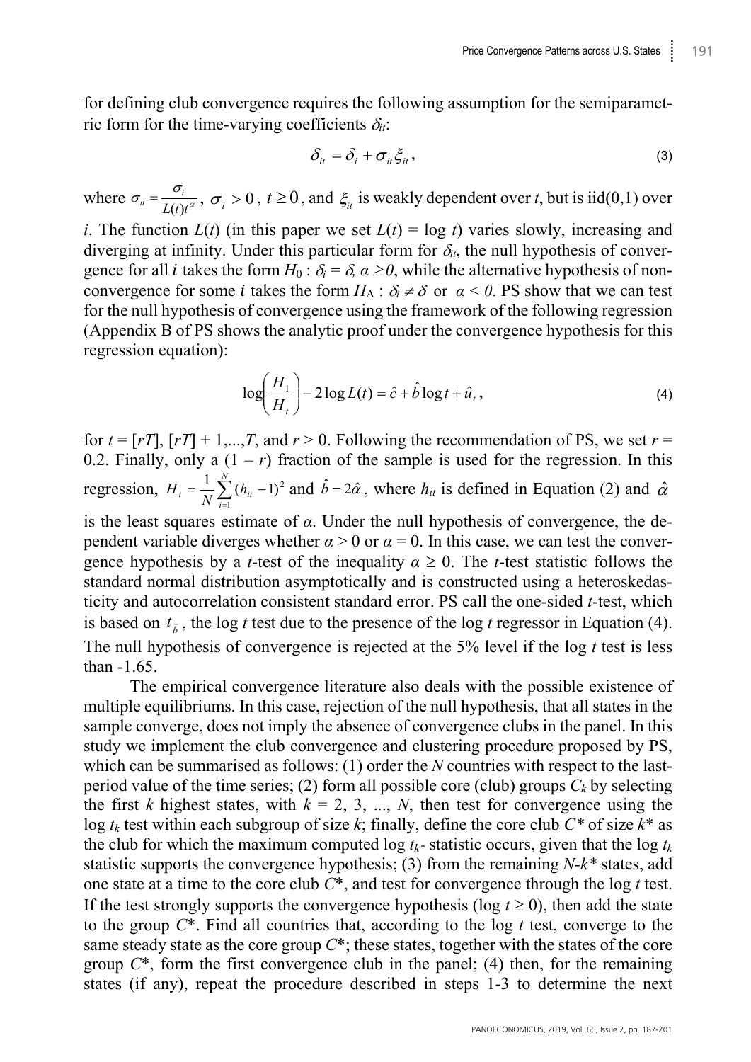for defining club convergence requires the following assumption for the semiparametric form for the time-varying coefficients $\delta_{it}$:

$$\delta_{it} = \delta_i + \sigma_{it}\xi_{it}, \tag{3}$$

where $\sigma_{it} = \frac{\sigma_i}{L(t)t^{\alpha}}$, $\sigma_i > 0$, $t \geq 0$, and $\xi_{it}$ is weakly dependent over $t$, but is iid(0,1) over $i$. The function $L(t)$ (in this paper we set $L(t) = \log t$) varies slowly, increasing and diverging at infinity. Under this particular form for $\delta_{it}$, the null hypothesis of convergence for all $i$ takes the form $H_0 : \delta_i = \delta, \alpha \geq 0$, while the alternative hypothesis of non-convergence for some $i$ takes the form $H_A : \delta_i \neq \delta$ or $\alpha < 0$. PS show that we can test for the null hypothesis of convergence using the framework of the following regression (Appendix B of PS shows the analytic proof under the convergence hypothesis for this regression equation):

$$\log\left(\frac{H_1}{H_t}\right) - 2\log L(t) = \hat{c} + \hat{b}\log t + \hat{u}_t, \tag{4}$$

for $t = [rT], [rT] + 1, ..., T$, and $r > 0$. Following the recommendation of PS, we set $r = 0.2$. Finally, only a $(1 - r)$ fraction of the sample is used for the regression. In this regression, $H_t = \frac{1}{N}\sum_{i=1}^{N}(h_{it} - 1)^2$ and $\hat{b} = 2\hat{\alpha}$, where $h_{it}$ is defined in Equation (2) and $\hat{\alpha}$ is the least squares estimate of $\alpha$. Under the null hypothesis of convergence, the dependent variable diverges whether $\alpha > 0$ or $\alpha = 0$. In this case, we can test the convergence hypothesis by a $t$-test of the inequality $\alpha \geq 0$. The $t$-test statistic follows the standard normal distribution asymptotically and is constructed using a heteroskedasticity and autocorrelation consistent standard error. PS call the one-sided $t$-test, which is based on $t_{\hat{b}}$, the log $t$ test due to the presence of the log $t$ regressor in Equation (4). The null hypothesis of convergence is rejected at the 5% level if the log $t$ test is less than -1.65.

The empirical convergence literature also deals with the possible existence of multiple equilibriums. In this case, rejection of the null hypothesis, that all states in the sample converge, does not imply the absence of convergence clubs in the panel. In this study we implement the club convergence and clustering procedure proposed by PS, which can be summarised as follows: (1) order the $N$ countries with respect to the last-period value of the time series; (2) form all possible core (club) groups $C_k$ by selecting the first $k$ highest states, with $k = 2, 3, ..., N$, then test for convergence using the log $t_k$ test within each subgroup of size $k$; finally, define the core club $C^*$ of size $k^*$ as the club for which the maximum computed log $t_{k^*}$ statistic occurs, given that the log $t_k$ statistic supports the convergence hypothesis; (3) from the remaining $N$-$k^*$ states, add one state at a time to the core club $C^*$, and test for convergence through the log $t$ test. If the test strongly supports the convergence hypothesis (log $t \geq 0$), then add the state to the group $C^*$. Find all countries that, according to the log $t$ test, converge to the same steady state as the core group $C^*$; these states, together with the states of the core group $C^*$, form the first convergence club in the panel; (4) then, for the remaining states (if any), repeat the procedure described in steps 1-3 to determine the next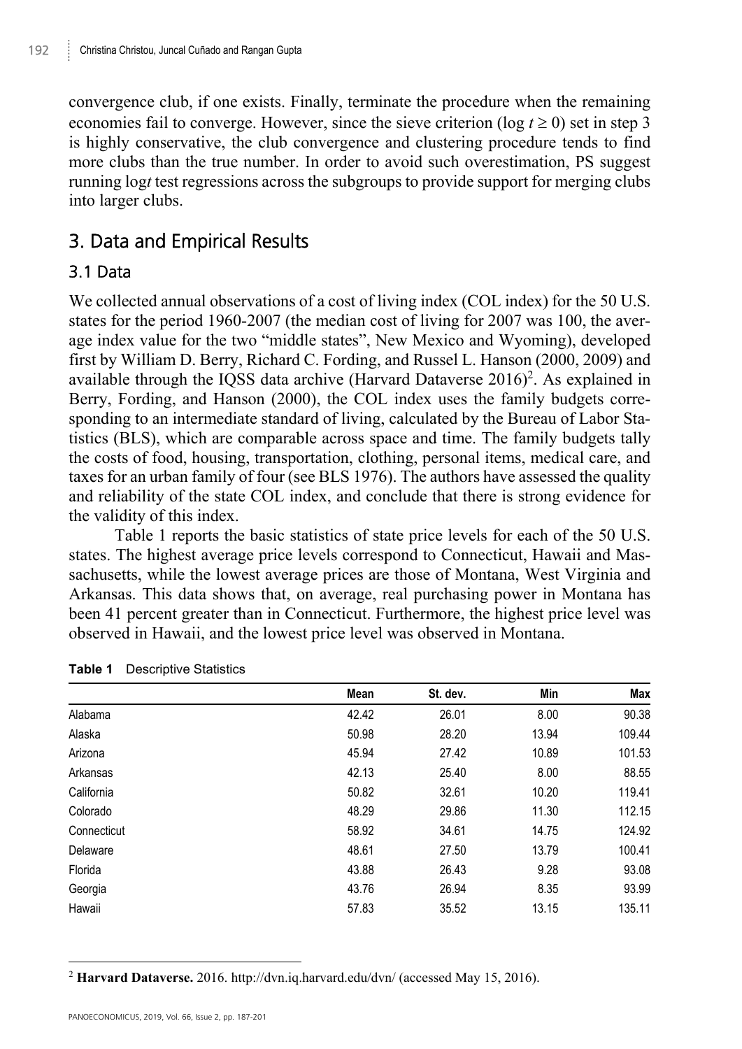convergence club, if one exists. Finally, terminate the procedure when the remaining economies fail to converge. However, since the sieve criterion ($\log t \geq 0$) set in step 3 is highly conservative, the club convergence and clustering procedure tends to find more clubs than the true number. In order to avoid such overestimation, PS suggest running log*t* test regressions across the subgroups to provide support for merging clubs into larger clubs.

## 3. Data and Empirical Results

### 3.1 Data

We collected annual observations of a cost of living index (COL index) for the 50 U.S. states for the period 1960-2007 (the median cost of living for 2007 was 100, the average index value for the two "middle states", New Mexico and Wyoming), developed first by William D. Berry, Richard C. Fording, and Russel L. Hanson (2000, 2009) and available through the IQSS data archive (Harvard Dataverse 2016)[2]. As explained in Berry, Fording, and Hanson (2000), the COL index uses the family budgets corresponding to an intermediate standard of living, calculated by the Bureau of Labor Statistics (BLS), which are comparable across space and time. The family budgets tally the costs of food, housing, transportation, clothing, personal items, medical care, and taxes for an urban family of four (see BLS 1976). The authors have assessed the quality and reliability of the state COL index, and conclude that there is strong evidence for the validity of this index.

Table 1 reports the basic statistics of state price levels for each of the 50 U.S. states. The highest average price levels correspond to Connecticut, Hawaii and Massachusetts, while the lowest average prices are those of Montana, West Virginia and Arkansas. This data shows that, on average, real purchasing power in Montana has been 41 percent greater than in Connecticut. Furthermore, the highest price level was observed in Hawaii, and the lowest price level was observed in Montana.

**Table 1** Descriptive Statistics

| | Mean | St. dev. | Min | Max |
|---|---|---|---|---|
| Alabama | 42.42 | 26.01 | 8.00 | 90.38 |
| Alaska | 50.98 | 28.20 | 13.94 | 109.44 |
| Arizona | 45.94 | 27.42 | 10.89 | 101.53 |
| Arkansas | 42.13 | 25.40 | 8.00 | 88.55 |
| California | 50.82 | 32.61 | 10.20 | 119.41 |
| Colorado | 48.29 | 29.86 | 11.30 | 112.15 |
| Connecticut | 58.92 | 34.61 | 14.75 | 124.92 |
| Delaware | 48.61 | 27.50 | 13.79 | 100.41 |
| Florida | 43.88 | 26.43 | 9.28 | 93.08 |
| Georgia | 43.76 | 26.94 | 8.35 | 93.99 |
| Hawaii | 57.83 | 35.52 | 13.15 | 135.11 |

[2] **Harvard Dataverse.** 2016. http://dvn.iq.harvard.edu/dvn/ (accessed May 15, 2016).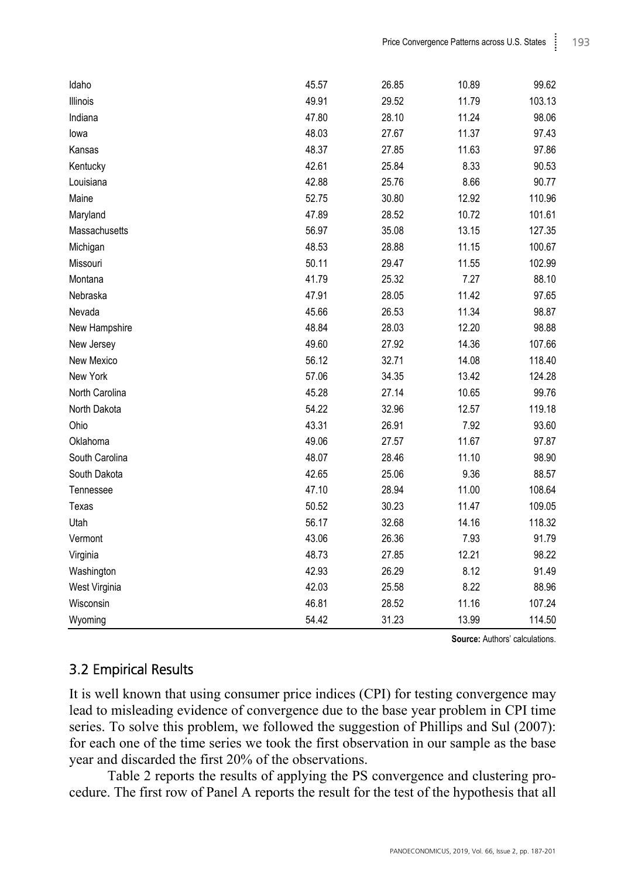| | | | | |
|---|---|---|---|---|
| Idaho | 45.57 | 26.85 | 10.89 | 99.62 |
| Illinois | 49.91 | 29.52 | 11.79 | 103.13 |
| Indiana | 47.80 | 28.10 | 11.24 | 98.06 |
| Iowa | 48.03 | 27.67 | 11.37 | 97.43 |
| Kansas | 48.37 | 27.85 | 11.63 | 97.86 |
| Kentucky | 42.61 | 25.84 | 8.33 | 90.53 |
| Louisiana | 42.88 | 25.76 | 8.66 | 90.77 |
| Maine | 52.75 | 30.80 | 12.92 | 110.96 |
| Maryland | 47.89 | 28.52 | 10.72 | 101.61 |
| Massachusetts | 56.97 | 35.08 | 13.15 | 127.35 |
| Michigan | 48.53 | 28.88 | 11.15 | 100.67 |
| Missouri | 50.11 | 29.47 | 11.55 | 102.99 |
| Montana | 41.79 | 25.32 | 7.27 | 88.10 |
| Nebraska | 47.91 | 28.05 | 11.42 | 97.65 |
| Nevada | 45.66 | 26.53 | 11.34 | 98.87 |
| New Hampshire | 48.84 | 28.03 | 12.20 | 98.88 |
| New Jersey | 49.60 | 27.92 | 14.36 | 107.66 |
| New Mexico | 56.12 | 32.71 | 14.08 | 118.40 |
| New York | 57.06 | 34.35 | 13.42 | 124.28 |
| North Carolina | 45.28 | 27.14 | 10.65 | 99.76 |
| North Dakota | 54.22 | 32.96 | 12.57 | 119.18 |
| Ohio | 43.31 | 26.91 | 7.92 | 93.60 |
| Oklahoma | 49.06 | 27.57 | 11.67 | 97.87 |
| South Carolina | 48.07 | 28.46 | 11.10 | 98.90 |
| South Dakota | 42.65 | 25.06 | 9.36 | 88.57 |
| Tennessee | 47.10 | 28.94 | 11.00 | 108.64 |
| Texas | 50.52 | 30.23 | 11.47 | 109.05 |
| Utah | 56.17 | 32.68 | 14.16 | 118.32 |
| Vermont | 43.06 | 26.36 | 7.93 | 91.79 |
| Virginia | 48.73 | 27.85 | 12.21 | 98.22 |
| Washington | 42.93 | 26.29 | 8.12 | 91.49 |
| West Virginia | 42.03 | 25.58 | 8.22 | 88.96 |
| Wisconsin | 46.81 | 28.52 | 11.16 | 107.24 |
| Wyoming | 54.42 | 31.23 | 13.99 | 114.50 |

**Source:** Authors' calculations.

## 3.2 Empirical Results

It is well known that using consumer price indices (CPI) for testing convergence may lead to misleading evidence of convergence due to the base year problem in CPI time series. To solve this problem, we followed the suggestion of Phillips and Sul (2007): for each one of the time series we took the first observation in our sample as the base year and discarded the first 20% of the observations.

Table 2 reports the results of applying the PS convergence and clustering procedure. The first row of Panel A reports the result for the test of the hypothesis that all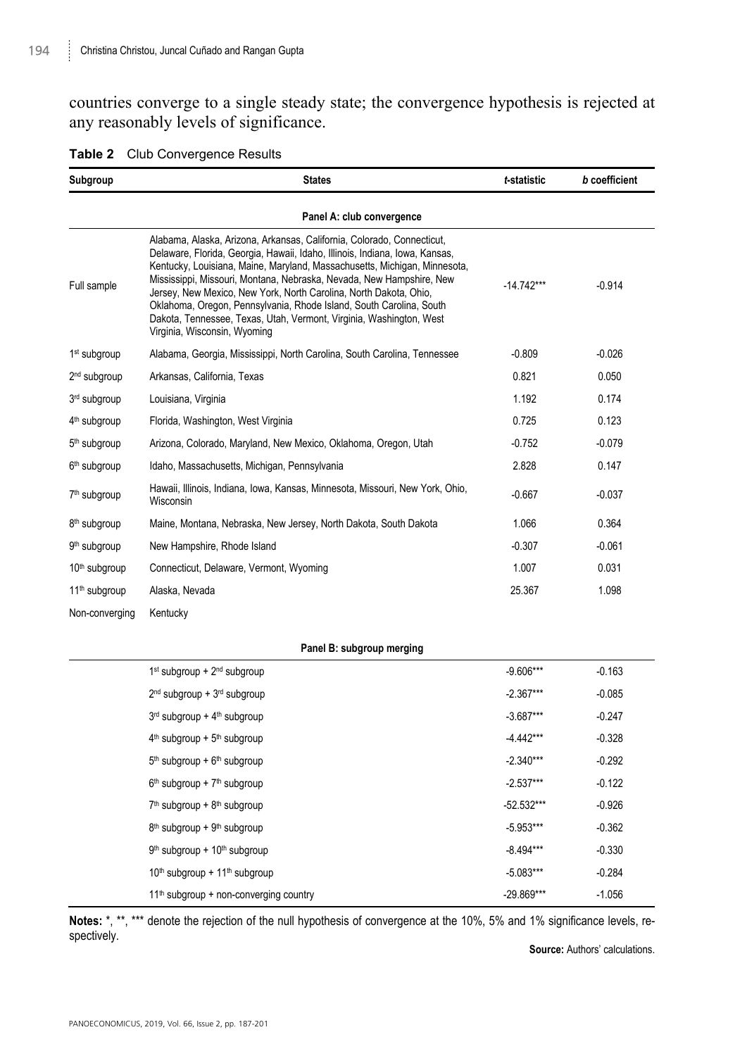countries converge to a single steady state; the convergence hypothesis is rejected at any reasonably levels of significance.

**Table 2** Club Convergence Results

| Subgroup | States | *t*-statistic | *b* coefficient |
|---|---|---|---|
| | **Panel A: club convergence** | | |
| Full sample | Alabama, Alaska, Arizona, Arkansas, California, Colorado, Connecticut, Delaware, Florida, Georgia, Hawaii, Idaho, Illinois, Indiana, Iowa, Kansas, Kentucky, Louisiana, Maine, Maryland, Massachusetts, Michigan, Minnesota, Mississippi, Missouri, Montana, Nebraska, Nevada, New Hampshire, New Jersey, New Mexico, New York, North Carolina, North Dakota, Ohio, Oklahoma, Oregon, Pennsylvania, Rhode Island, South Carolina, South Dakota, Tennessee, Texas, Utah, Vermont, Virginia, Washington, West Virginia, Wisconsin, Wyoming | -14.742*** | -0.914 |
| 1st subgroup | Alabama, Georgia, Mississippi, North Carolina, South Carolina, Tennessee | -0.809 | -0.026 |
| 2nd subgroup | Arkansas, California, Texas | 0.821 | 0.050 |
| 3rd subgroup | Louisiana, Virginia | 1.192 | 0.174 |
| 4th subgroup | Florida, Washington, West Virginia | 0.725 | 0.123 |
| 5th subgroup | Arizona, Colorado, Maryland, New Mexico, Oklahoma, Oregon, Utah | -0.752 | -0.079 |
| 6th subgroup | Idaho, Massachusetts, Michigan, Pennsylvania | 2.828 | 0.147 |
| 7th subgroup | Hawaii, Illinois, Indiana, Iowa, Kansas, Minnesota, Missouri, New York, Ohio, Wisconsin | -0.667 | -0.037 |
| 8th subgroup | Maine, Montana, Nebraska, New Jersey, North Dakota, South Dakota | 1.066 | 0.364 |
| 9th subgroup | New Hampshire, Rhode Island | -0.307 | -0.061 |
| 10th subgroup | Connecticut, Delaware, Vermont, Wyoming | 1.007 | 0.031 |
| 11th subgroup | Alaska, Nevada | 25.367 | 1.098 |
| Non-converging | Kentucky | | |
| | **Panel B: subgroup merging** | | |
| | 1st subgroup + 2nd subgroup | -9.606*** | -0.163 |
| | 2nd subgroup + 3rd subgroup | -2.367*** | -0.085 |
| | 3rd subgroup + 4th subgroup | -3.687*** | -0.247 |
| | 4th subgroup + 5th subgroup | -4.442*** | -0.328 |
| | 5th subgroup + 6th subgroup | -2.340*** | -0.292 |
| | 6th subgroup + 7th subgroup | -2.537*** | -0.122 |
| | 7th subgroup + 8th subgroup | -52.532*** | -0.926 |
| | 8th subgroup + 9th subgroup | -5.953*** | -0.362 |
| | 9th subgroup + 10th subgroup | -8.494*** | -0.330 |
| | 10th subgroup + 11th subgroup | -5.083*** | -0.284 |
| | 11th subgroup + non-converging country | -29.869*** | -1.056 |

**Notes:** *, **, *** denote the rejection of the null hypothesis of convergence at the 10%, 5% and 1% significance levels, respectively.

**Source:** Authors' calculations.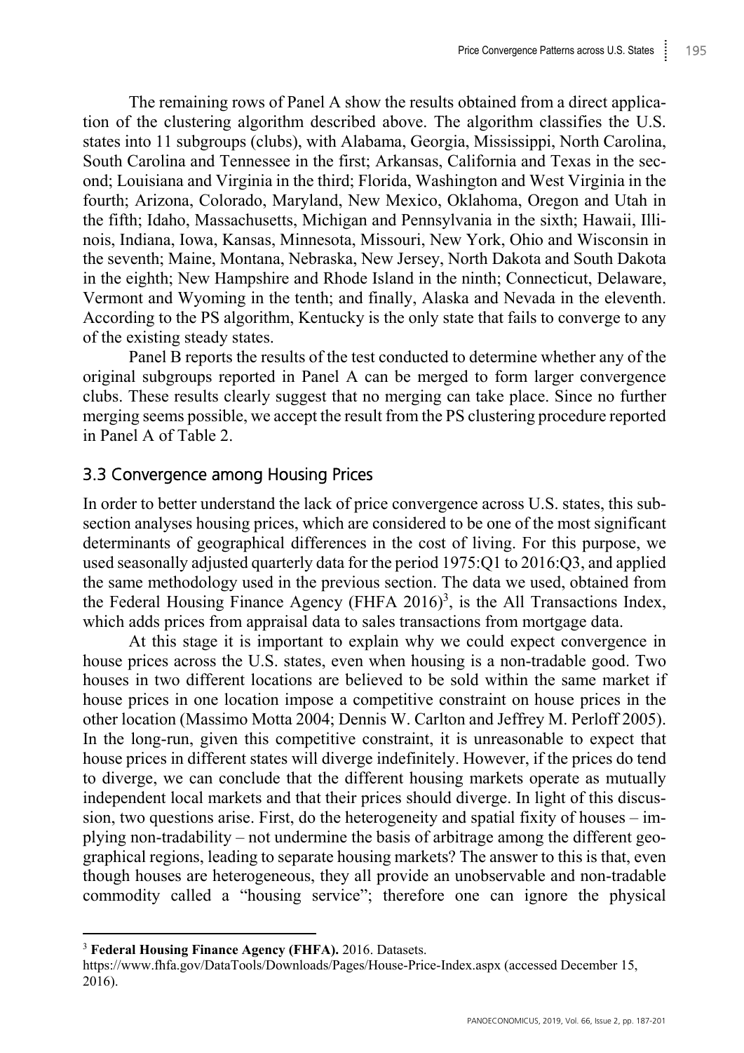The remaining rows of Panel A show the results obtained from a direct application of the clustering algorithm described above. The algorithm classifies the U.S. states into 11 subgroups (clubs), with Alabama, Georgia, Mississippi, North Carolina, South Carolina and Tennessee in the first; Arkansas, California and Texas in the second; Louisiana and Virginia in the third; Florida, Washington and West Virginia in the fourth; Arizona, Colorado, Maryland, New Mexico, Oklahoma, Oregon and Utah in the fifth; Idaho, Massachusetts, Michigan and Pennsylvania in the sixth; Hawaii, Illinois, Indiana, Iowa, Kansas, Minnesota, Missouri, New York, Ohio and Wisconsin in the seventh; Maine, Montana, Nebraska, New Jersey, North Dakota and South Dakota in the eighth; New Hampshire and Rhode Island in the ninth; Connecticut, Delaware, Vermont and Wyoming in the tenth; and finally, Alaska and Nevada in the eleventh. According to the PS algorithm, Kentucky is the only state that fails to converge to any of the existing steady states.

Panel B reports the results of the test conducted to determine whether any of the original subgroups reported in Panel A can be merged to form larger convergence clubs. These results clearly suggest that no merging can take place. Since no further merging seems possible, we accept the result from the PS clustering procedure reported in Panel A of Table 2.

### 3.3 Convergence among Housing Prices

In order to better understand the lack of price convergence across U.S. states, this subsection analyses housing prices, which are considered to be one of the most significant determinants of geographical differences in the cost of living. For this purpose, we used seasonally adjusted quarterly data for the period 1975:Q1 to 2016:Q3, and applied the same methodology used in the previous section. The data we used, obtained from the Federal Housing Finance Agency (FHFA 2016)[3], is the All Transactions Index, which adds prices from appraisal data to sales transactions from mortgage data.

At this stage it is important to explain why we could expect convergence in house prices across the U.S. states, even when housing is a non-tradable good. Two houses in two different locations are believed to be sold within the same market if house prices in one location impose a competitive constraint on house prices in the other location (Massimo Motta 2004; Dennis W. Carlton and Jeffrey M. Perloff 2005). In the long-run, given this competitive constraint, it is unreasonable to expect that house prices in different states will diverge indefinitely. However, if the prices do tend to diverge, we can conclude that the different housing markets operate as mutually independent local markets and that their prices should diverge. In light of this discussion, two questions arise. First, do the heterogeneity and spatial fixity of houses – implying non-tradability – not undermine the basis of arbitrage among the different geographical regions, leading to separate housing markets? The answer to this is that, even though houses are heterogeneous, they all provide an unobservable and non-tradable commodity called a "housing service"; therefore one can ignore the physical

---

[3] **Federal Housing Finance Agency (FHFA).** 2016. Datasets. https://www.fhfa.gov/DataTools/Downloads/Pages/House-Price-Index.aspx (accessed December 15, 2016).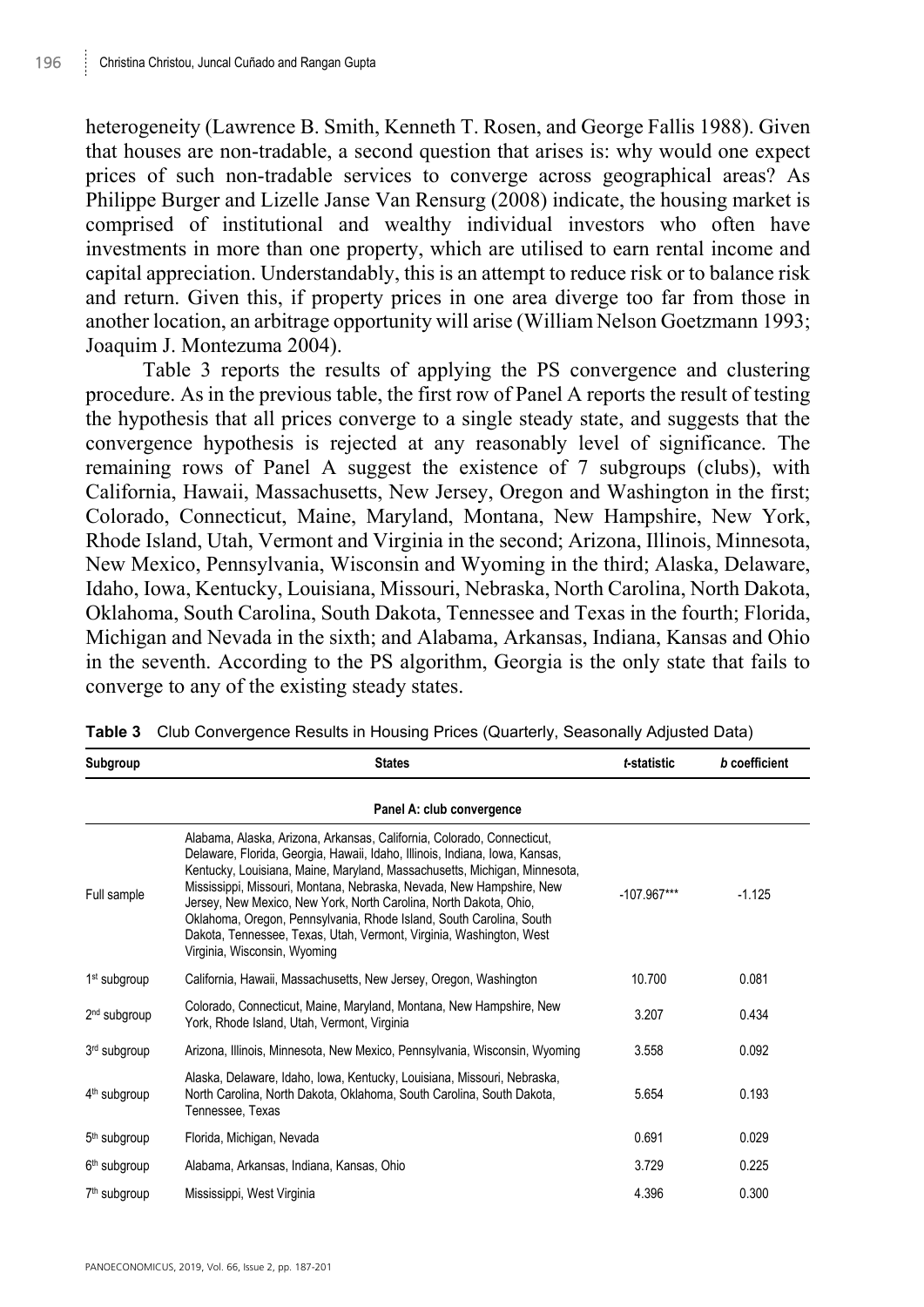heterogeneity (Lawrence B. Smith, Kenneth T. Rosen, and George Fallis 1988). Given that houses are non-tradable, a second question that arises is: why would one expect prices of such non-tradable services to converge across geographical areas? As Philippe Burger and Lizelle Janse Van Rensurg (2008) indicate, the housing market is comprised of institutional and wealthy individual investors who often have investments in more than one property, which are utilised to earn rental income and capital appreciation. Understandably, this is an attempt to reduce risk or to balance risk and return. Given this, if property prices in one area diverge too far from those in another location, an arbitrage opportunity will arise (William Nelson Goetzmann 1993; Joaquim J. Montezuma 2004).

Table 3 reports the results of applying the PS convergence and clustering procedure. As in the previous table, the first row of Panel A reports the result of testing the hypothesis that all prices converge to a single steady state, and suggests that the convergence hypothesis is rejected at any reasonably level of significance. The remaining rows of Panel A suggest the existence of 7 subgroups (clubs), with California, Hawaii, Massachusetts, New Jersey, Oregon and Washington in the first; Colorado, Connecticut, Maine, Maryland, Montana, New Hampshire, New York, Rhode Island, Utah, Vermont and Virginia in the second; Arizona, Illinois, Minnesota, New Mexico, Pennsylvania, Wisconsin and Wyoming in the third; Alaska, Delaware, Idaho, Iowa, Kentucky, Louisiana, Missouri, Nebraska, North Carolina, North Dakota, Oklahoma, South Carolina, South Dakota, Tennessee and Texas in the fourth; Florida, Michigan and Nevada in the sixth; and Alabama, Arkansas, Indiana, Kansas and Ohio in the seventh. According to the PS algorithm, Georgia is the only state that fails to converge to any of the existing steady states.

**Table 3** Club Convergence Results in Housing Prices (Quarterly, Seasonally Adjusted Data)

| Subgroup | States | *t*-statistic | *b* coefficient |
|---|---|---|---|
| | **Panel A: club convergence** | | |
| Full sample | Alabama, Alaska, Arizona, Arkansas, California, Colorado, Connecticut, Delaware, Florida, Georgia, Hawaii, Idaho, Illinois, Indiana, Iowa, Kansas, Kentucky, Louisiana, Maine, Maryland, Massachusetts, Michigan, Minnesota, Mississippi, Missouri, Montana, Nebraska, Nevada, New Hampshire, New Jersey, New Mexico, New York, North Carolina, North Dakota, Ohio, Oklahoma, Oregon, Pennsylvania, Rhode Island, South Carolina, South Dakota, Tennessee, Texas, Utah, Vermont, Virginia, Washington, West Virginia, Wisconsin, Wyoming | -107.967*** | -1.125 |
| 1st subgroup | California, Hawaii, Massachusetts, New Jersey, Oregon, Washington | 10.700 | 0.081 |
| 2nd subgroup | Colorado, Connecticut, Maine, Maryland, Montana, New Hampshire, New York, Rhode Island, Utah, Vermont, Virginia | 3.207 | 0.434 |
| 3rd subgroup | Arizona, Illinois, Minnesota, New Mexico, Pennsylvania, Wisconsin, Wyoming | 3.558 | 0.092 |
| 4th subgroup | Alaska, Delaware, Idaho, Iowa, Kentucky, Louisiana, Missouri, Nebraska, North Carolina, North Dakota, Oklahoma, South Carolina, South Dakota, Tennessee, Texas | 5.654 | 0.193 |
| 5th subgroup | Florida, Michigan, Nevada | 0.691 | 0.029 |
| 6th subgroup | Alabama, Arkansas, Indiana, Kansas, Ohio | 3.729 | 0.225 |
| 7th subgroup | Mississippi, West Virginia | 4.396 | 0.300 |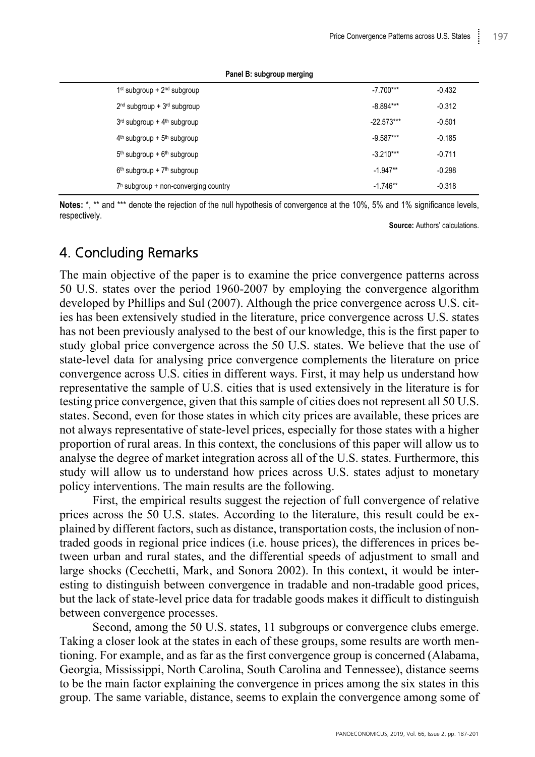**Panel B: subgroup merging**

| | | |
|---|---|---|
| 1st subgroup + 2nd subgroup | -7.700*** | -0.432 |
| 2nd subgroup + 3rd subgroup | -8.894*** | -0.312 |
| 3rd subgroup + 4th subgroup | -22.573*** | -0.501 |
| 4th subgroup + 5th subgroup | -9.587*** | -0.185 |
| 5th subgroup + 6th subgroup | -3.210*** | -0.711 |
| 6th subgroup + 7th subgroup | -1.947** | -0.298 |
| 7h subgroup + non-converging country | -1.746** | -0.318 |

**Notes:** *, ** and *** denote the rejection of the null hypothesis of convergence at the 10%, 5% and 1% significance levels, respectively.

**Source:** Authors' calculations.

## 4. Concluding Remarks

The main objective of the paper is to examine the price convergence patterns across 50 U.S. states over the period 1960-2007 by employing the convergence algorithm developed by Phillips and Sul (2007). Although the price convergence across U.S. cities has been extensively studied in the literature, price convergence across U.S. states has not been previously analysed to the best of our knowledge, this is the first paper to study global price convergence across the 50 U.S. states. We believe that the use of state-level data for analysing price convergence complements the literature on price convergence across U.S. cities in different ways. First, it may help us understand how representative the sample of U.S. cities that is used extensively in the literature is for testing price convergence, given that this sample of cities does not represent all 50 U.S. states. Second, even for those states in which city prices are available, these prices are not always representative of state-level prices, especially for those states with a higher proportion of rural areas. In this context, the conclusions of this paper will allow us to analyse the degree of market integration across all of the U.S. states. Furthermore, this study will allow us to understand how prices across U.S. states adjust to monetary policy interventions. The main results are the following.

First, the empirical results suggest the rejection of full convergence of relative prices across the 50 U.S. states. According to the literature, this result could be explained by different factors, such as distance, transportation costs, the inclusion of non-traded goods in regional price indices (i.e. house prices), the differences in prices between urban and rural states, and the differential speeds of adjustment to small and large shocks (Cecchetti, Mark, and Sonora 2002). In this context, it would be interesting to distinguish between convergence in tradable and non-tradable good prices, but the lack of state-level price data for tradable goods makes it difficult to distinguish between convergence processes.

Second, among the 50 U.S. states, 11 subgroups or convergence clubs emerge. Taking a closer look at the states in each of these groups, some results are worth mentioning. For example, and as far as the first convergence group is concerned (Alabama, Georgia, Mississippi, North Carolina, South Carolina and Tennessee), distance seems to be the main factor explaining the convergence in prices among the six states in this group. The same variable, distance, seems to explain the convergence among some of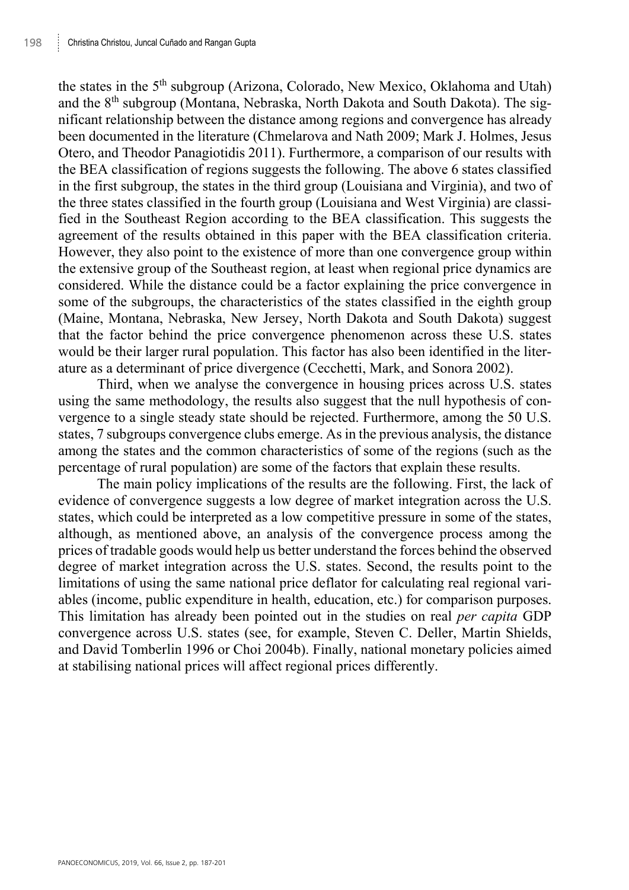the states in the 5th subgroup (Arizona, Colorado, New Mexico, Oklahoma and Utah) and the 8th subgroup (Montana, Nebraska, North Dakota and South Dakota). The significant relationship between the distance among regions and convergence has already been documented in the literature (Chmelarova and Nath 2009; Mark J. Holmes, Jesus Otero, and Theodor Panagiotidis 2011). Furthermore, a comparison of our results with the BEA classification of regions suggests the following. The above 6 states classified in the first subgroup, the states in the third group (Louisiana and Virginia), and two of the three states classified in the fourth group (Louisiana and West Virginia) are classified in the Southeast Region according to the BEA classification. This suggests the agreement of the results obtained in this paper with the BEA classification criteria. However, they also point to the existence of more than one convergence group within the extensive group of the Southeast region, at least when regional price dynamics are considered. While the distance could be a factor explaining the price convergence in some of the subgroups, the characteristics of the states classified in the eighth group (Maine, Montana, Nebraska, New Jersey, North Dakota and South Dakota) suggest that the factor behind the price convergence phenomenon across these U.S. states would be their larger rural population. This factor has also been identified in the literature as a determinant of price divergence (Cecchetti, Mark, and Sonora 2002).

Third, when we analyse the convergence in housing prices across U.S. states using the same methodology, the results also suggest that the null hypothesis of convergence to a single steady state should be rejected. Furthermore, among the 50 U.S. states, 7 subgroups convergence clubs emerge. As in the previous analysis, the distance among the states and the common characteristics of some of the regions (such as the percentage of rural population) are some of the factors that explain these results.

The main policy implications of the results are the following. First, the lack of evidence of convergence suggests a low degree of market integration across the U.S. states, which could be interpreted as a low competitive pressure in some of the states, although, as mentioned above, an analysis of the convergence process among the prices of tradable goods would help us better understand the forces behind the observed degree of market integration across the U.S. states. Second, the results point to the limitations of using the same national price deflator for calculating real regional variables (income, public expenditure in health, education, etc.) for comparison purposes. This limitation has already been pointed out in the studies on real *per capita* GDP convergence across U.S. states (see, for example, Steven C. Deller, Martin Shields, and David Tomberlin 1996 or Choi 2004b). Finally, national monetary policies aimed at stabilising national prices will affect regional prices differently.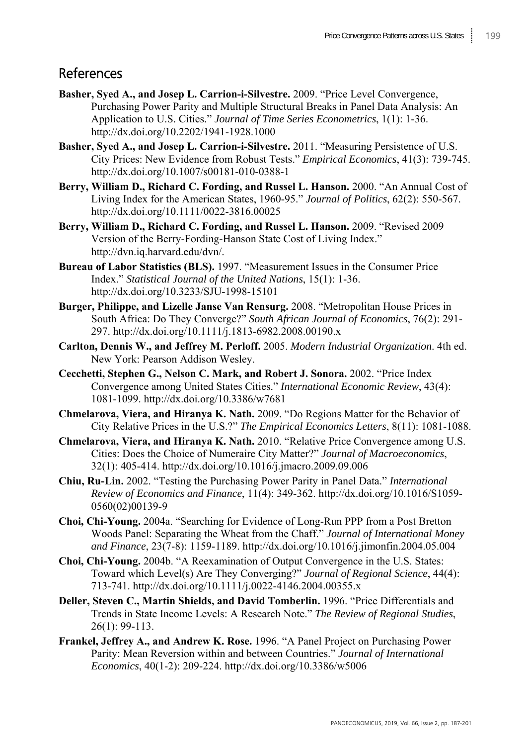## References

**Basher, Syed A., and Josep L. Carrion-i-Silvestre.** 2009. "Price Level Convergence, Purchasing Power Parity and Multiple Structural Breaks in Panel Data Analysis: An Application to U.S. Cities." *Journal of Time Series Econometrics*, 1(1): 1-36. http://dx.doi.org/10.2202/1941-1928.1000

**Basher, Syed A., and Josep L. Carrion-i-Silvestre.** 2011. "Measuring Persistence of U.S. City Prices: New Evidence from Robust Tests." *Empirical Economics*, 41(3): 739-745. http://dx.doi.org/10.1007/s00181-010-0388-1

**Berry, William D., Richard C. Fording, and Russel L. Hanson.** 2000. "An Annual Cost of Living Index for the American States, 1960-95." *Journal of Politics*, 62(2): 550-567. http://dx.doi.org/10.1111/0022-3816.00025

**Berry, William D., Richard C. Fording, and Russel L. Hanson.** 2009. "Revised 2009 Version of the Berry-Fording-Hanson State Cost of Living Index." http://dvn.iq.harvard.edu/dvn/.

**Bureau of Labor Statistics (BLS).** 1997. "Measurement Issues in the Consumer Price Index." *Statistical Journal of the United Nations*, 15(1): 1-36. http://dx.doi.org/10.3233/SJU-1998-15101

**Burger, Philippe, and Lizelle Janse Van Rensurg.** 2008. "Metropolitan House Prices in South Africa: Do They Converge?" *South African Journal of Economics*, 76(2): 291-297. http://dx.doi.org/10.1111/j.1813-6982.2008.00190.x

**Carlton, Dennis W., and Jeffrey M. Perloff.** 2005. *Modern Industrial Organization*. 4th ed. New York: Pearson Addison Wesley.

**Cecchetti, Stephen G., Nelson C. Mark, and Robert J. Sonora.** 2002. "Price Index Convergence among United States Cities." *International Economic Review*, 43(4): 1081-1099. http://dx.doi.org/10.3386/w7681

**Chmelarova, Viera, and Hiranya K. Nath.** 2009. "Do Regions Matter for the Behavior of City Relative Prices in the U.S.?" *The Empirical Economics Letters*, 8(11): 1081-1088.

**Chmelarova, Viera, and Hiranya K. Nath.** 2010. "Relative Price Convergence among U.S. Cities: Does the Choice of Numeraire City Matter?" *Journal of Macroeconomics*, 32(1): 405-414. http://dx.doi.org/10.1016/j.jmacro.2009.09.006

**Chiu, Ru-Lin.** 2002. "Testing the Purchasing Power Parity in Panel Data." *International Review of Economics and Finance*, 11(4): 349-362. http://dx.doi.org/10.1016/S1059-0560(02)00139-9

**Choi, Chi-Young.** 2004a. "Searching for Evidence of Long-Run PPP from a Post Bretton Woods Panel: Separating the Wheat from the Chaff." *Journal of International Money and Finance*, 23(7-8): 1159-1189. http://dx.doi.org/10.1016/j.jimonfin.2004.05.004

**Choi, Chi-Young.** 2004b. "A Reexamination of Output Convergence in the U.S. States: Toward which Level(s) Are They Converging?" *Journal of Regional Science*, 44(4): 713-741. http://dx.doi.org/10.1111/j.0022-4146.2004.00355.x

**Deller, Steven C., Martin Shields, and David Tomberlin.** 1996. "Price Differentials and Trends in State Income Levels: A Research Note." *The Review of Regional Studies*, 26(1): 99-113.

**Frankel, Jeffrey A., and Andrew K. Rose.** 1996. "A Panel Project on Purchasing Power Parity: Mean Reversion within and between Countries." *Journal of International Economics*, 40(1-2): 209-224. http://dx.doi.org/10.3386/w5006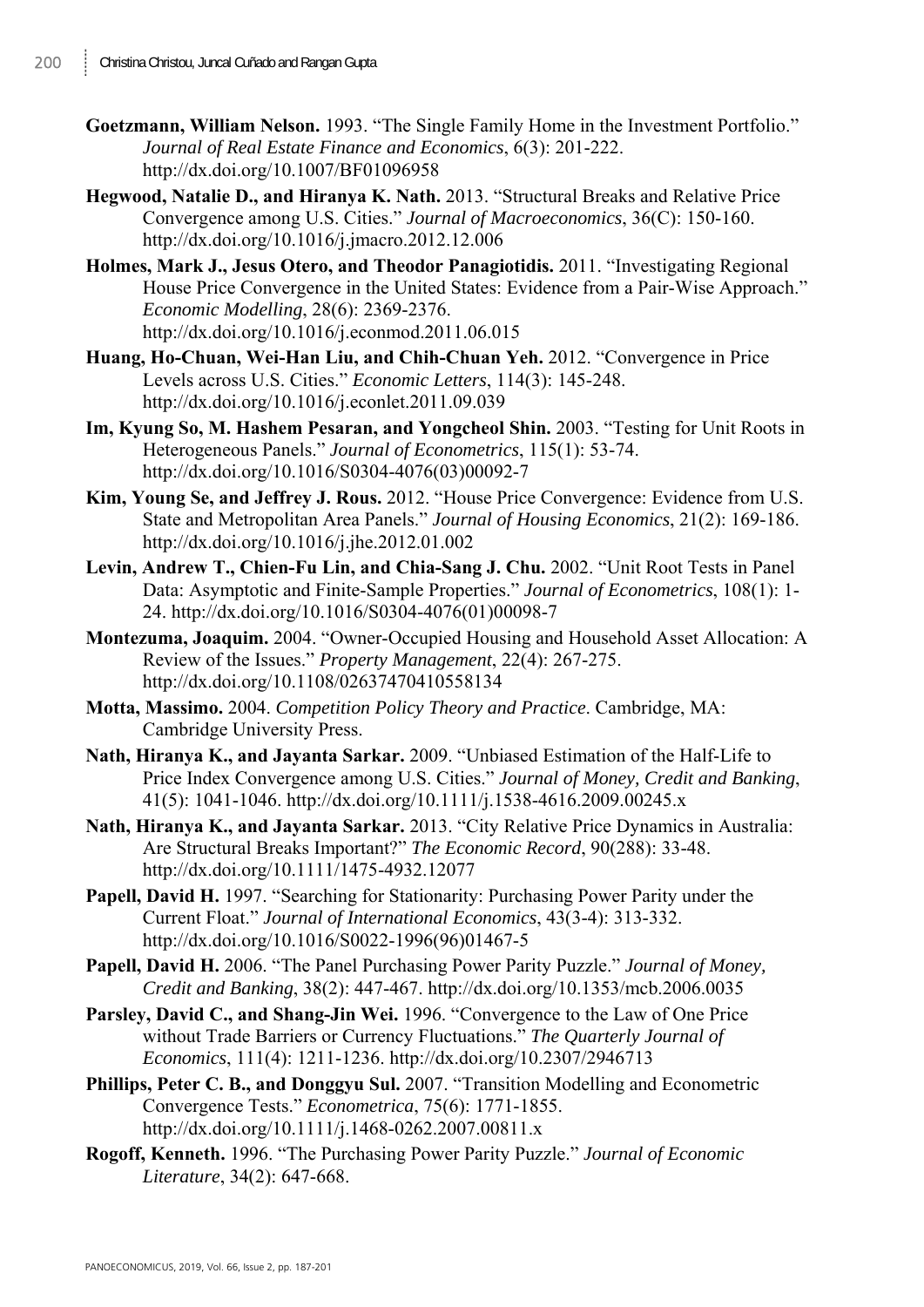**Goetzmann, William Nelson.** 1993. "The Single Family Home in the Investment Portfolio." *Journal of Real Estate Finance and Economics*, 6(3): 201-222. http://dx.doi.org/10.1007/BF01096958

**Hegwood, Natalie D., and Hiranya K. Nath.** 2013. "Structural Breaks and Relative Price Convergence among U.S. Cities." *Journal of Macroeconomics*, 36(C): 150-160. http://dx.doi.org/10.1016/j.jmacro.2012.12.006

**Holmes, Mark J., Jesus Otero, and Theodor Panagiotidis.** 2011. "Investigating Regional House Price Convergence in the United States: Evidence from a Pair-Wise Approach." *Economic Modelling*, 28(6): 2369-2376. http://dx.doi.org/10.1016/j.econmod.2011.06.015

**Huang, Ho-Chuan, Wei-Han Liu, and Chih-Chuan Yeh.** 2012. "Convergence in Price Levels across U.S. Cities." *Economic Letters*, 114(3): 145-248. http://dx.doi.org/10.1016/j.econlet.2011.09.039

**Im, Kyung So, M. Hashem Pesaran, and Yongcheol Shin.** 2003. "Testing for Unit Roots in Heterogeneous Panels." *Journal of Econometrics*, 115(1): 53-74. http://dx.doi.org/10.1016/S0304-4076(03)00092-7

**Kim, Young Se, and Jeffrey J. Rous.** 2012. "House Price Convergence: Evidence from U.S. State and Metropolitan Area Panels." *Journal of Housing Economics*, 21(2): 169-186. http://dx.doi.org/10.1016/j.jhe.2012.01.002

**Levin, Andrew T., Chien-Fu Lin, and Chia-Sang J. Chu.** 2002. "Unit Root Tests in Panel Data: Asymptotic and Finite-Sample Properties." *Journal of Econometrics*, 108(1): 1-24. http://dx.doi.org/10.1016/S0304-4076(01)00098-7

**Montezuma, Joaquim.** 2004. "Owner-Occupied Housing and Household Asset Allocation: A Review of the Issues." *Property Management*, 22(4): 267-275. http://dx.doi.org/10.1108/02637470410558134

**Motta, Massimo.** 2004. *Competition Policy Theory and Practice*. Cambridge, MA: Cambridge University Press.

**Nath, Hiranya K., and Jayanta Sarkar.** 2009. "Unbiased Estimation of the Half-Life to Price Index Convergence among U.S. Cities." *Journal of Money, Credit and Banking*, 41(5): 1041-1046. http://dx.doi.org/10.1111/j.1538-4616.2009.00245.x

**Nath, Hiranya K., and Jayanta Sarkar.** 2013. "City Relative Price Dynamics in Australia: Are Structural Breaks Important?" *The Economic Record*, 90(288): 33-48. http://dx.doi.org/10.1111/1475-4932.12077

**Papell, David H.** 1997. "Searching for Stationarity: Purchasing Power Parity under the Current Float." *Journal of International Economics*, 43(3-4): 313-332. http://dx.doi.org/10.1016/S0022-1996(96)01467-5

**Papell, David H.** 2006. "The Panel Purchasing Power Parity Puzzle." *Journal of Money, Credit and Banking*, 38(2): 447-467. http://dx.doi.org/10.1353/mcb.2006.0035

**Parsley, David C., and Shang-Jin Wei.** 1996. "Convergence to the Law of One Price without Trade Barriers or Currency Fluctuations." *The Quarterly Journal of Economics*, 111(4): 1211-1236. http://dx.doi.org/10.2307/2946713

**Phillips, Peter C. B., and Donggyu Sul.** 2007. "Transition Modelling and Econometric Convergence Tests." *Econometrica*, 75(6): 1771-1855. http://dx.doi.org/10.1111/j.1468-0262.2007.00811.x

**Rogoff, Kenneth.** 1996. "The Purchasing Power Parity Puzzle." *Journal of Economic Literature*, 34(2): 647-668.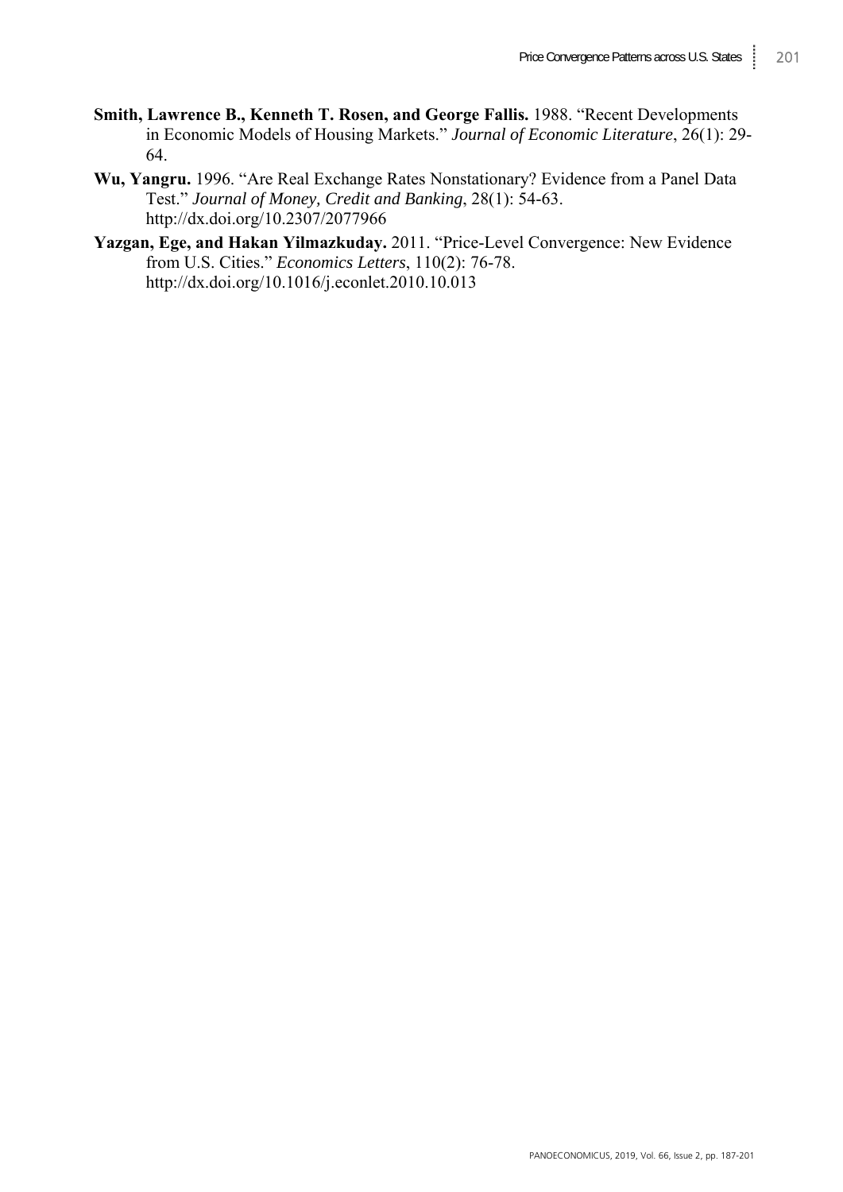**Smith, Lawrence B., Kenneth T. Rosen, and George Fallis.** 1988. "Recent Developments in Economic Models of Housing Markets." *Journal of Economic Literature*, 26(1): 29-64.

**Wu, Yangru.** 1996. "Are Real Exchange Rates Nonstationary? Evidence from a Panel Data Test." *Journal of Money, Credit and Banking*, 28(1): 54-63. http://dx.doi.org/10.2307/2077966

**Yazgan, Ege, and Hakan Yilmazkuday.** 2011. "Price-Level Convergence: New Evidence from U.S. Cities." *Economics Letters*, 110(2): 76-78. http://dx.doi.org/10.1016/j.econlet.2010.10.013